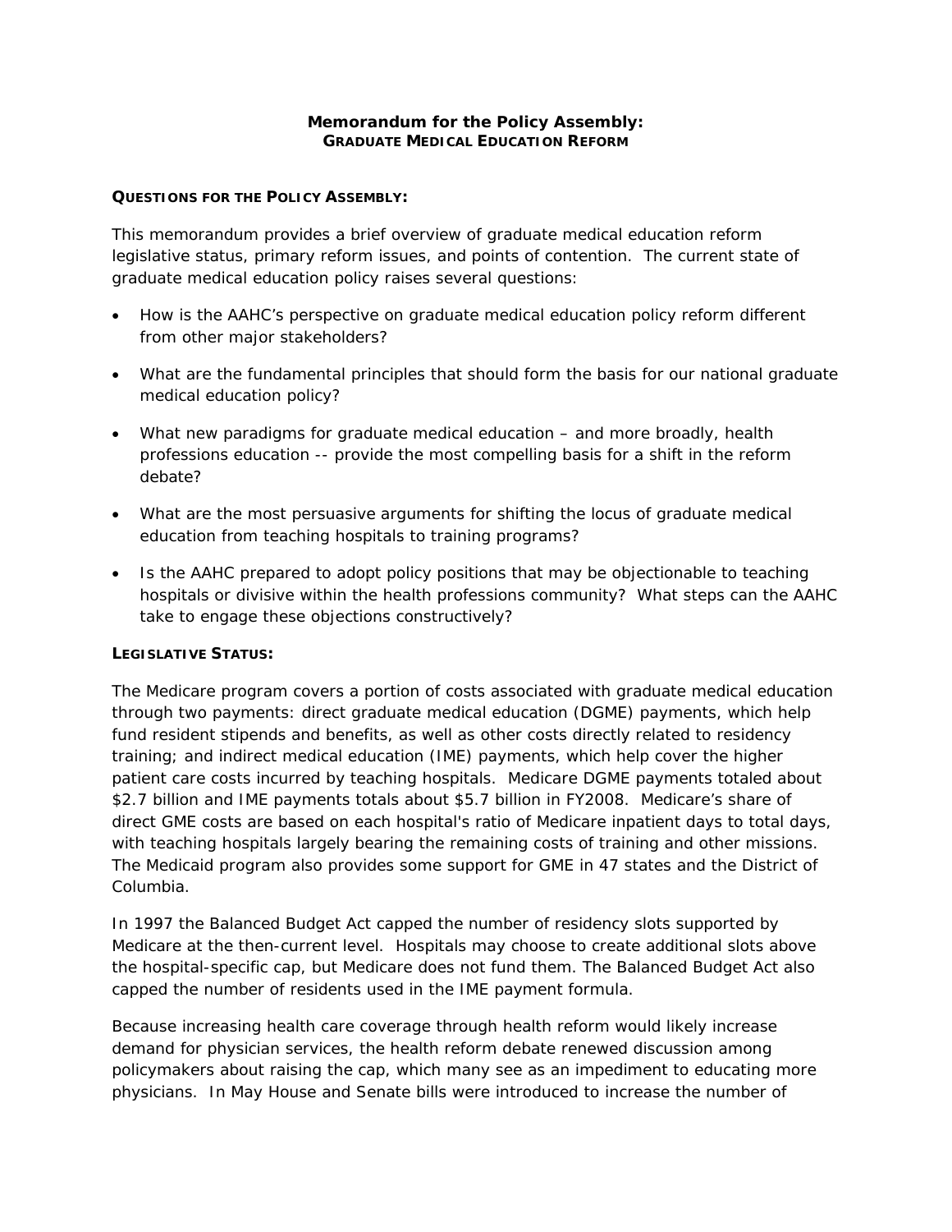# Memorandum for the Policy Assembly: GRADUATE MEDICAL EDUCATION REFORM

## QUESTIONS FOR THE POLICY ASSEMBLY:

This memorandum provides a brief overview of graduate medical education reform legislative status, primary reform issues, and points of contention. The current state of graduate medical education policy raises several questions:

- How is the AAHC's perspective on graduate medical education policy reform different from other major stakeholders?
- What are the fundamental principles that should form the basis for our national graduate medical education policy?
- What new paradigms for graduate medical education – and more broadly, health professions education -- provide the most compelling basis for a shift in the reform debate?
- What are the most persuasive arguments for shifting the locus of graduate medical education from teaching hospitals to training programs?
- Is the AAHC prepared to adopt policy positions that may be objectionable to teaching hospitals or divisive within the health professions community? What steps can the AAHC take to engage these objections constructively?

## LEGISLATIVE STATUS:

The Medicare program covers a portion of costs associated with graduate medical education through two payments: direct graduate medical education (DGME) payments, which help fund resident stipends and benefits, as well as other costs directly related to residency training; and indirect medical education (IME) payments, which help cover the higher patient care costs incurred by teaching hospitals. Medicare DGME payments totaled about $2.7 billion and IME payments totals about $5.7 billion in FY2008. Medicare's share of direct GME costs are based on each hospital's ratio of Medicare inpatient days to total days, with teaching hospitals largely bearing the remaining costs of training and other missions. The Medicaid program also provides some support for GME in 47 states and the District of Columbia.

In 1997 the Balanced Budget Act capped the number of residency slots supported by Medicare at the then-current level. Hospitals may choose to create additional slots above the hospital-specific cap, but Medicare does not fund them. The Balanced Budget Act also capped the number of residents used in the IME payment formula.

Because increasing health care coverage through health reform would likely increase demand for physician services, the health reform debate renewed discussion among policymakers about raising the cap, which many see as an impediment to educating more physicians. In May House and Senate bills were introduced to increase the number of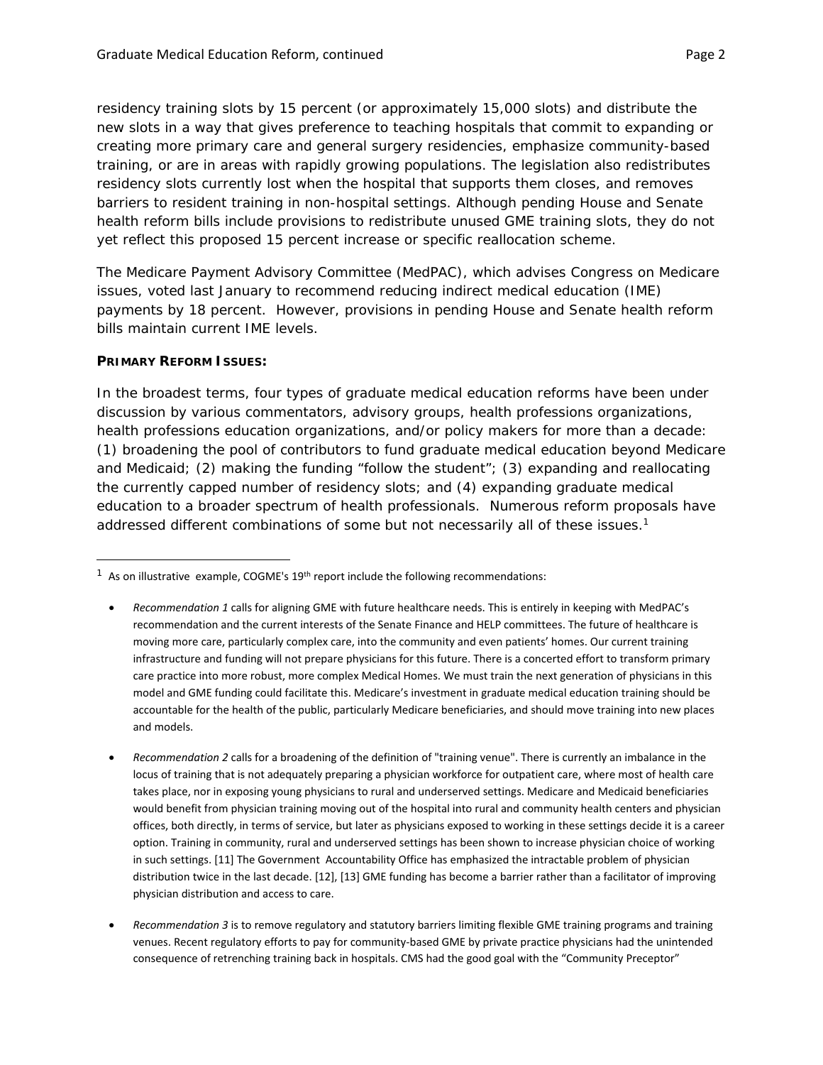residency training slots by 15 percent (or approximately 15,000 slots) and distribute the new slots in a way that gives preference to teaching hospitals that commit to expanding or creating more primary care and general surgery residencies, emphasize community-based training, or are in areas with rapidly growing populations. The legislation also redistributes residency slots currently lost when the hospital that supports them closes, and removes barriers to resident training in non-hospital settings. Although pending House and Senate health reform bills include provisions to redistribute unused GME training slots, they do not yet reflect this proposed 15 percent increase or specific reallocation scheme.

The Medicare Payment Advisory Committee (MedPAC), which advises Congress on Medicare issues, voted last January to recommend reducing indirect medical education (IME) payments by 18 percent. However, provisions in pending House and Senate health reform bills maintain current IME levels.

**PRIMARY REFORM ISSUES:**

In the broadest terms, four types of graduate medical education reforms have been under discussion by various commentators, advisory groups, health professions organizations, health professions education organizations, and/or policy makers for more than a decade: (1) broadening the pool of contributors to fund graduate medical education beyond Medicare and Medicaid; (2) making the funding "follow the student"; (3) expanding and reallocating the currently capped number of residency slots; and (4) expanding graduate medical education to a broader spectrum of health professionals. Numerous reform proposals have addressed different combinations of some but not necessarily all of these issues.[1]

---

[1] As on illustrative example, COGME's 19th report include the following recommendations:

- *Recommendation 1* calls for aligning GME with future healthcare needs. This is entirely in keeping with MedPAC's recommendation and the current interests of the Senate Finance and HELP committees. The future of healthcare is moving more care, particularly complex care, into the community and even patients' homes. Our current training infrastructure and funding will not prepare physicians for this future. There is a concerted effort to transform primary care practice into more robust, more complex Medical Homes. We must train the next generation of physicians in this model and GME funding could facilitate this. Medicare's investment in graduate medical education training should be accountable for the health of the public, particularly Medicare beneficiaries, and should move training into new places and models.

- *Recommendation 2* calls for a broadening of the definition of "training venue". There is currently an imbalance in the locus of training that is not adequately preparing a physician workforce for outpatient care, where most of health care takes place, nor in exposing young physicians to rural and underserved settings. Medicare and Medicaid beneficiaries would benefit from physician training moving out of the hospital into rural and community health centers and physician offices, both directly, in terms of service, but later as physicians exposed to working in these settings decide it is a career option. Training in community, rural and underserved settings has been shown to increase physician choice of working in such settings. [11] The Government Accountability Office has emphasized the intractable problem of physician distribution twice in the last decade. [12], [13] GME funding has become a barrier rather than a facilitator of improving physician distribution and access to care.

- *Recommendation 3* is to remove regulatory and statutory barriers limiting flexible GME training programs and training venues. Recent regulatory efforts to pay for community-based GME by private practice physicians had the unintended consequence of retrenching training back in hospitals. CMS had the good goal with the "Community Preceptor"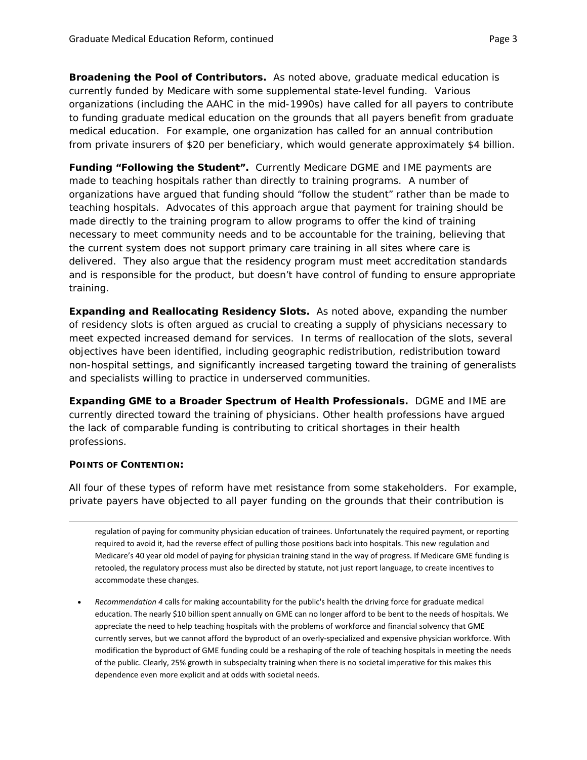**Broadening the Pool of Contributors.** As noted above, graduate medical education is currently funded by Medicare with some supplemental state-level funding. Various organizations (including the AAHC in the mid-1990s) have called for all payers to contribute to funding graduate medical education on the grounds that all payers benefit from graduate medical education. For example, one organization has called for an annual contribution from private insurers of $20 per beneficiary, which would generate approximately $4 billion.

**Funding "Following the Student".** Currently Medicare DGME and IME payments are made to teaching hospitals rather than directly to training programs. A number of organizations have argued that funding should "follow the student" rather than be made to teaching hospitals. Advocates of this approach argue that payment for training should be made directly to the training program to allow programs to offer the kind of training necessary to meet community needs and to be accountable for the training, believing that the current system does not support primary care training in all sites where care is delivered. They also argue that the residency program must meet accreditation standards and is responsible for the product, but doesn't have control of funding to ensure appropriate training.

**Expanding and Reallocating Residency Slots.** As noted above, expanding the number of residency slots is often argued as crucial to creating a supply of physicians necessary to meet expected increased demand for services. In terms of reallocation of the slots, several objectives have been identified, including geographic redistribution, redistribution toward non-hospital settings, and significantly increased targeting toward the training of generalists and specialists willing to practice in underserved communities.

**Expanding GME to a Broader Spectrum of Health Professionals.** DGME and IME are currently directed toward the training of physicians. Other health professions have argued the lack of comparable funding is contributing to critical shortages in their health professions.

**POINTS OF CONTENTION:**

All four of these types of reform have met resistance from some stakeholders. For example, private payers have objected to all payer funding on the grounds that their contribution is

---

regulation of paying for community physician education of trainees. Unfortunately the required payment, or reporting required to avoid it, had the reverse effect of pulling those positions back into hospitals. This new regulation and Medicare's 40 year old model of paying for physician training stand in the way of progress. If Medicare GME funding is retooled, the regulatory process must also be directed by statute, not just report language, to create incentives to accommodate these changes.

- *Recommendation 4* calls for making accountability for the public's health the driving force for graduate medical education. The nearly $10 billion spent annually on GME can no longer afford to be bent to the needs of hospitals. We appreciate the need to help teaching hospitals with the problems of workforce and financial solvency that GME currently serves, but we cannot afford the byproduct of an overly-specialized and expensive physician workforce. With modification the byproduct of GME funding could be a reshaping of the role of teaching hospitals in meeting the needs of the public. Clearly, 25% growth in subspecialty training when there is no societal imperative for this makes this dependence even more explicit and at odds with societal needs.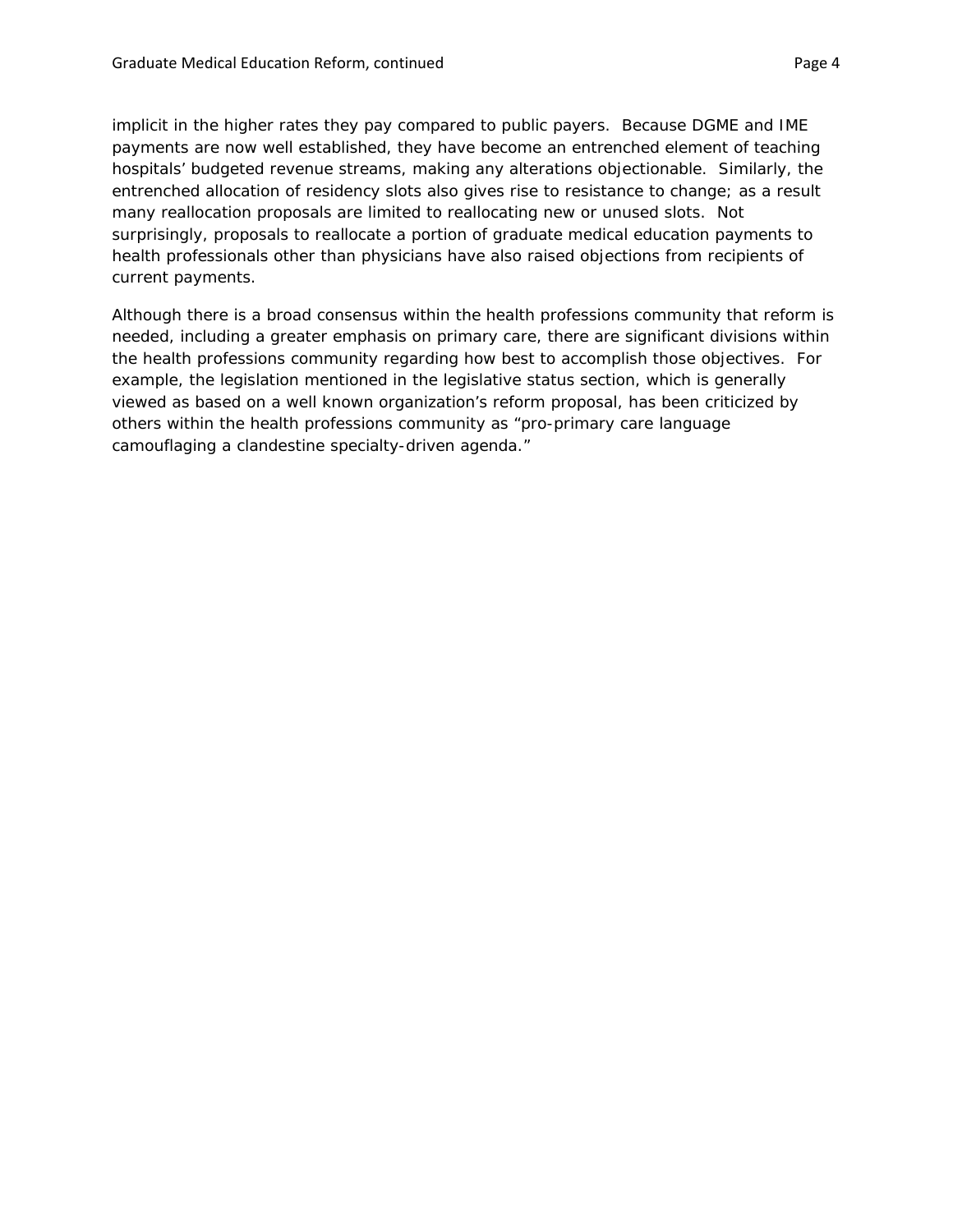implicit in the higher rates they pay compared to public payers. Because DGME and IME payments are now well established, they have become an entrenched element of teaching hospitals' budgeted revenue streams, making any alterations objectionable. Similarly, the entrenched allocation of residency slots also gives rise to resistance to change; as a result many reallocation proposals are limited to reallocating new or unused slots. Not surprisingly, proposals to reallocate a portion of graduate medical education payments to health professionals other than physicians have also raised objections from recipients of current payments.

Although there is a broad consensus within the health professions community that reform is needed, including a greater emphasis on primary care, there are significant divisions within the health professions community regarding how best to accomplish those objectives. For example, the legislation mentioned in the legislative status section, which is generally viewed as based on a well known organization's reform proposal, has been criticized by others within the health professions community as "pro-primary care language camouflaging a clandestine specialty-driven agenda."